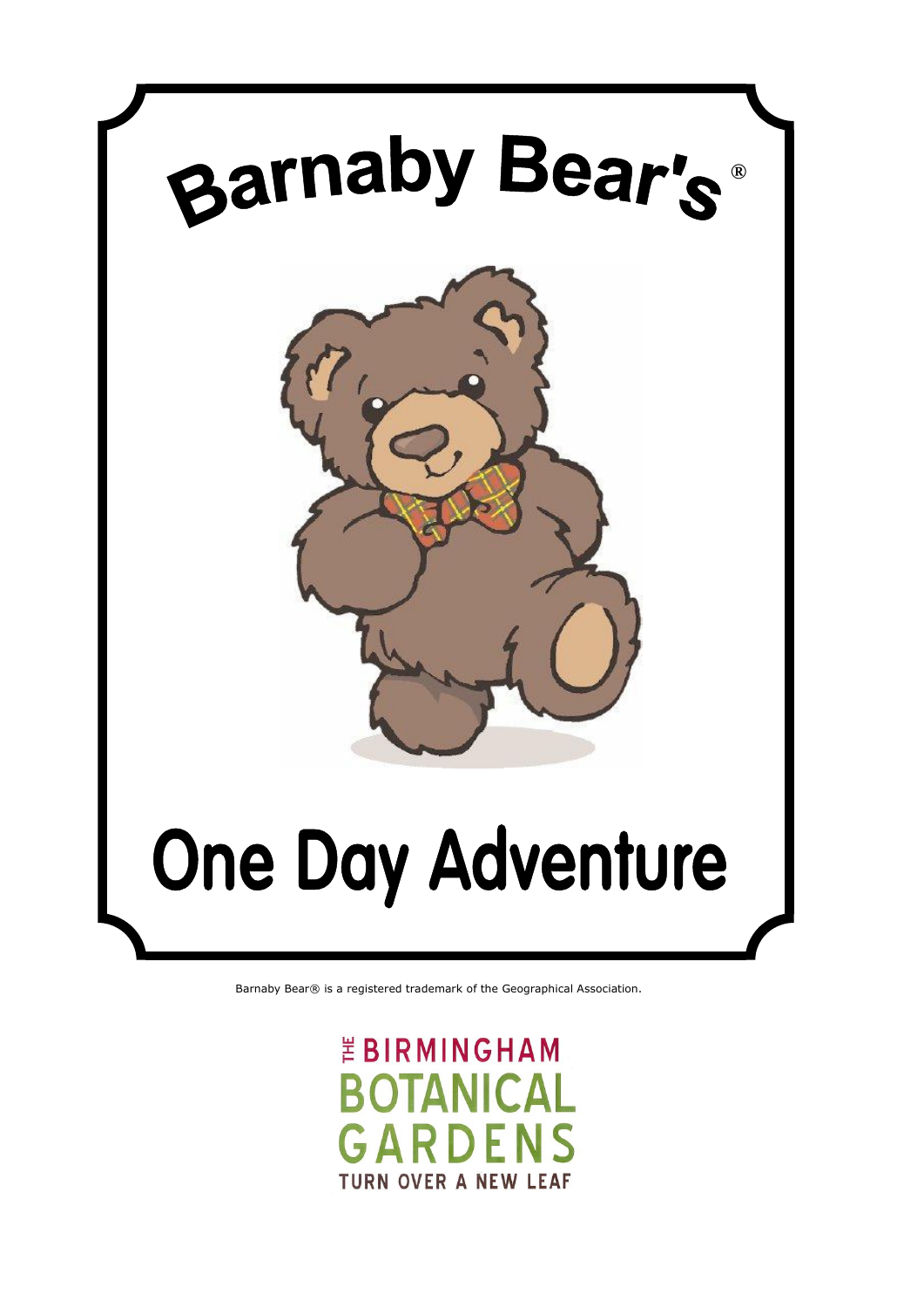# Barnaby Bear's®

# One Day Adventure

Barnaby Bear® is a registered trademark of the Geographical Association.

THE BIRMINGHAM BOTANICAL GARDENS

TURN OVER A NEW LEAF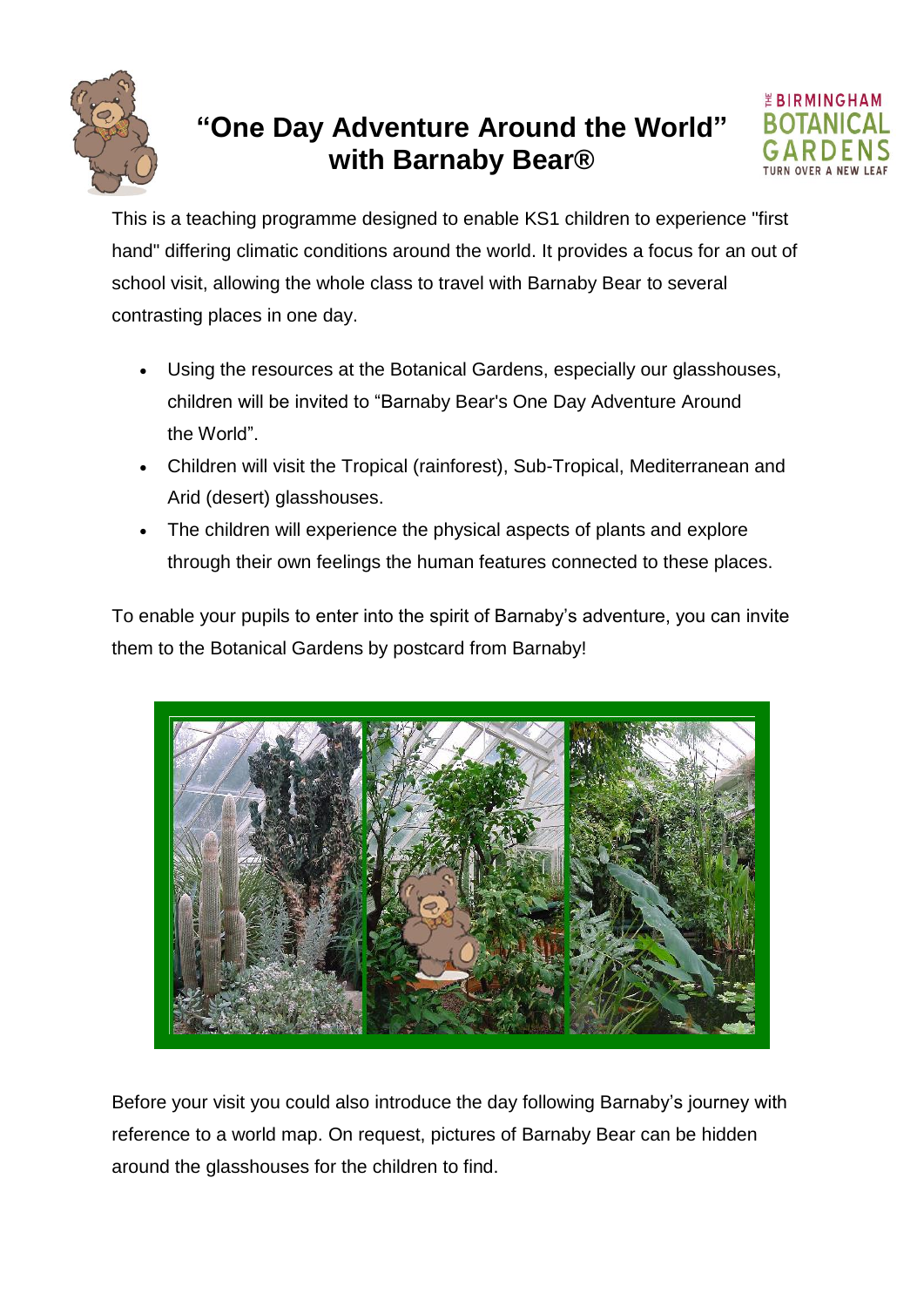# "One Day Adventure Around the World" with Barnaby Bear®

This is a teaching programme designed to enable KS1 children to experience "first hand" differing climatic conditions around the world. It provides a focus for an out of school visit, allowing the whole class to travel with Barnaby Bear to several contrasting places in one day.

- Using the resources at the Botanical Gardens, especially our glasshouses, children will be invited to "Barnaby Bear's One Day Adventure Around the World".
- Children will visit the Tropical (rainforest), Sub-Tropical, Mediterranean and Arid (desert) glasshouses.
- The children will experience the physical aspects of plants and explore through their own feelings the human features connected to these places.

To enable your pupils to enter into the spirit of Barnaby's adventure, you can invite them to the Botanical Gardens by postcard from Barnaby!

Before your visit you could also introduce the day following Barnaby's journey with reference to a world map. On request, pictures of Barnaby Bear can be hidden around the glasshouses for the children to find.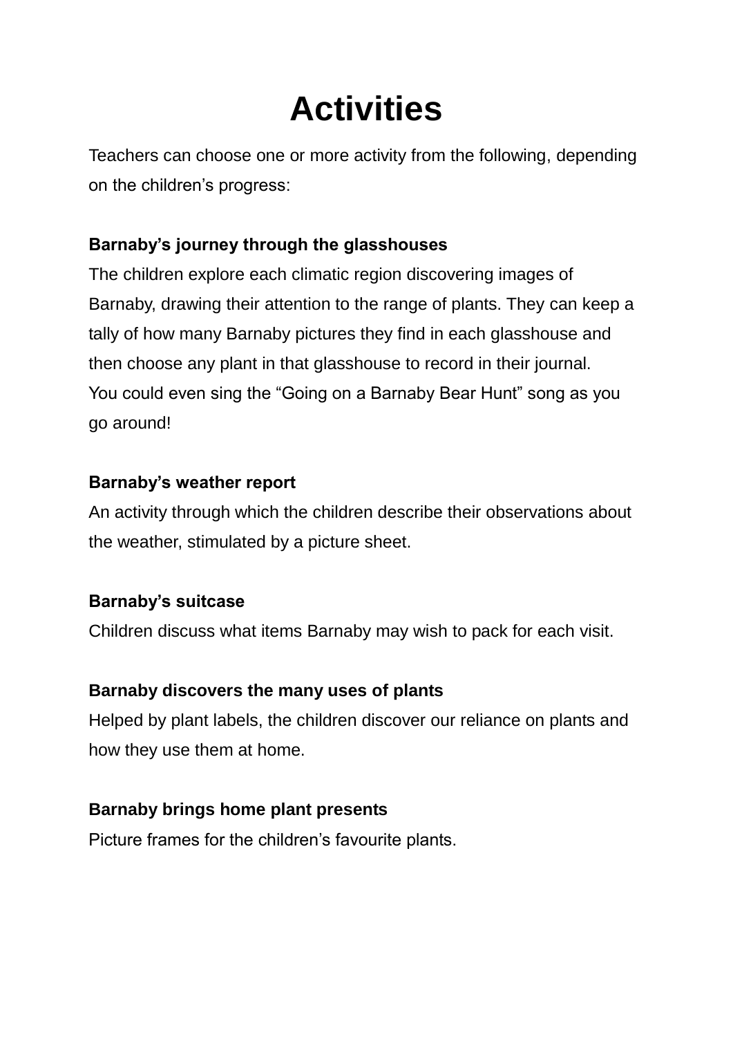# Activities

Teachers can choose one or more activity from the following, depending on the children's progress:

**Barnaby's journey through the glasshouses**

The children explore each climatic region discovering images of Barnaby, drawing their attention to the range of plants. They can keep a tally of how many Barnaby pictures they find in each glasshouse and then choose any plant in that glasshouse to record in their journal. You could even sing the "Going on a Barnaby Bear Hunt" song as you go around!

**Barnaby's weather report**

An activity through which the children describe their observations about the weather, stimulated by a picture sheet.

**Barnaby's suitcase**

Children discuss what items Barnaby may wish to pack for each visit.

**Barnaby discovers the many uses of plants**

Helped by plant labels, the children discover our reliance on plants and how they use them at home.

**Barnaby brings home plant presents**

Picture frames for the children's favourite plants.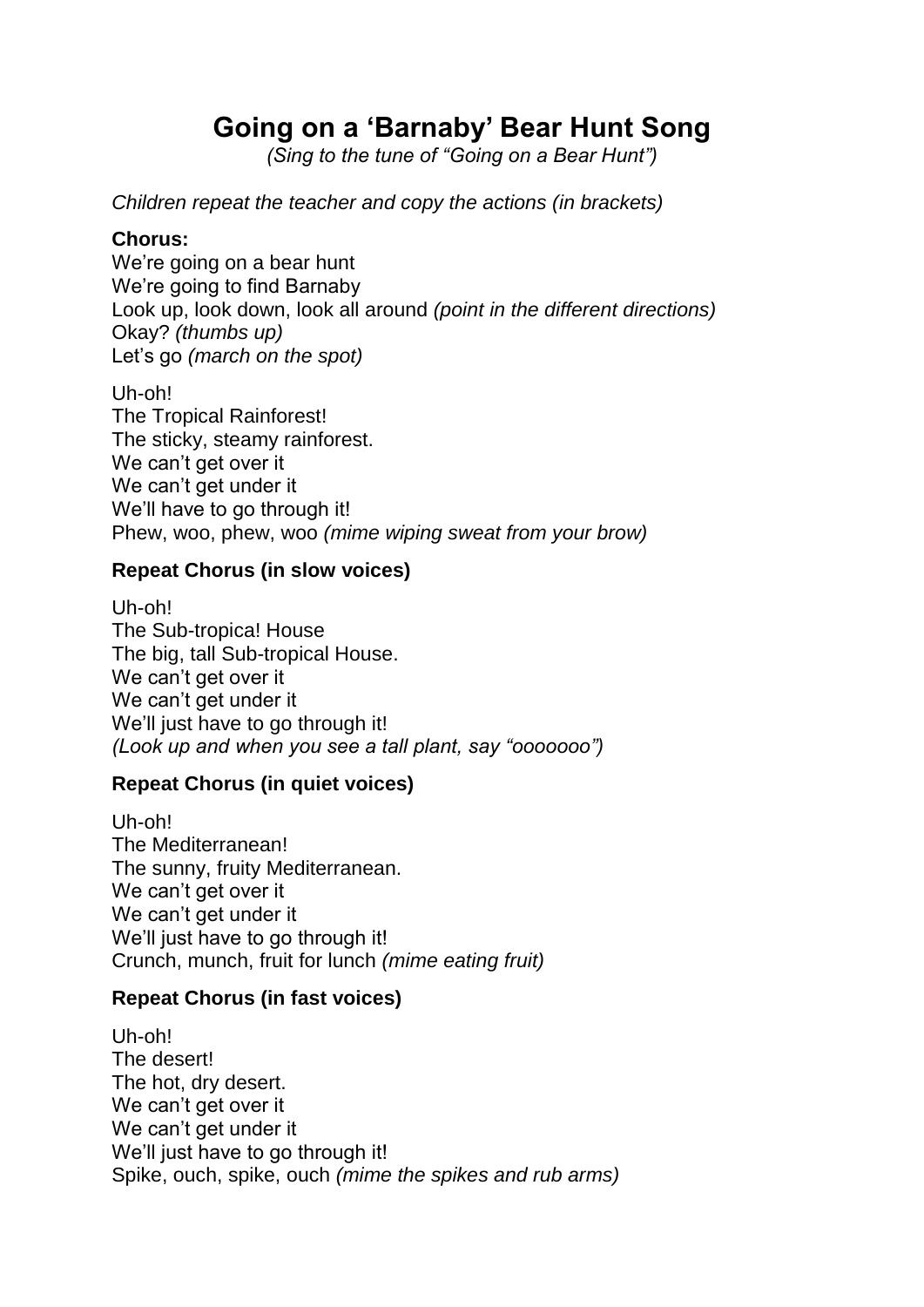# Going on a 'Barnaby' Bear Hunt Song

*(Sing to the tune of "Going on a Bear Hunt")*

*Children repeat the teacher and copy the actions (in brackets)*

**Chorus:**

We're going on a bear hunt
We're going to find Barnaby
Look up, look down, look all around *(point in the different directions)*
Okay? *(thumbs up)*
Let's go *(march on the spot)*

Uh-oh!
The Tropical Rainforest!
The sticky, steamy rainforest.
We can't get over it
We can't get under it
We'll have to go through it!
Phew, woo, phew, woo *(mime wiping sweat from your brow)*

**Repeat Chorus (in slow voices)**

Uh-oh!
The Sub-tropica! House
The big, tall Sub-tropical House.
We can't get over it
We can't get under it
We'll just have to go through it!
*(Look up and when you see a tall plant, say "ooooooo")*

**Repeat Chorus (in quiet voices)**

Uh-oh!
The Mediterranean!
The sunny, fruity Mediterranean.
We can't get over it
We can't get under it
We'll just have to go through it!
Crunch, munch, fruit for lunch *(mime eating fruit)*

**Repeat Chorus (in fast voices)**

Uh-oh!
The desert!
The hot, dry desert.
We can't get over it
We can't get under it
We'll just have to go through it!
Spike, ouch, spike, ouch *(mime the spikes and rub arms)*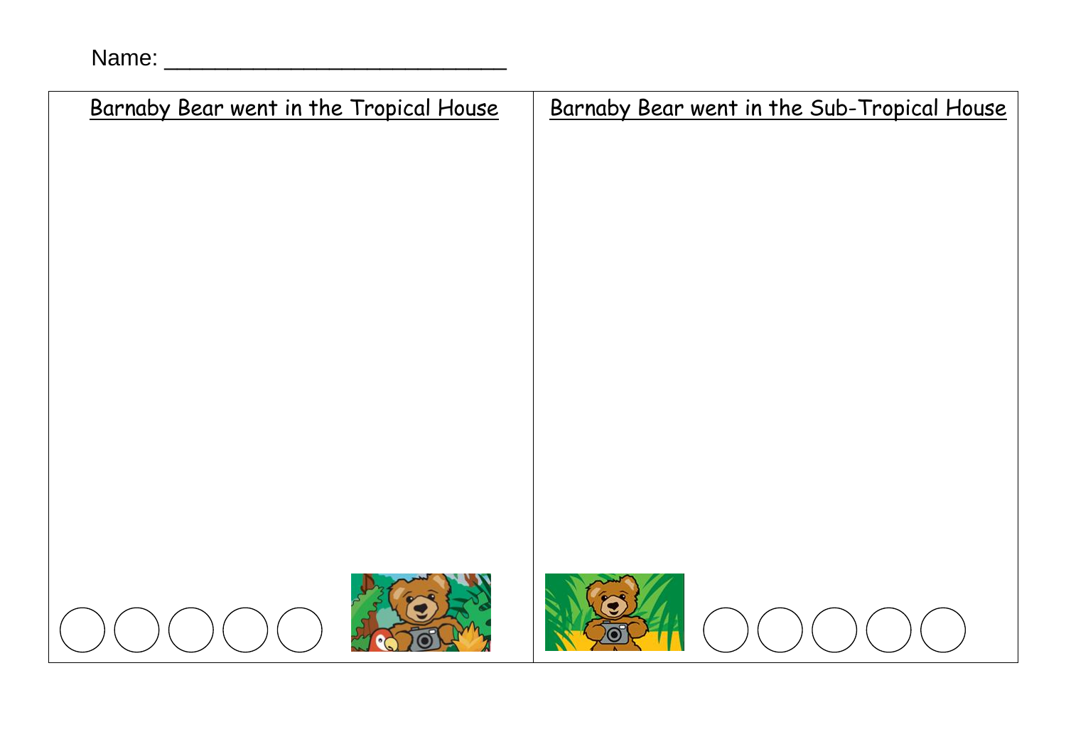Name: ___________________________

| Barnaby Bear went in the Tropical House | Barnaby Bear went in the Sub-Tropical House |
| --- | --- |
| | |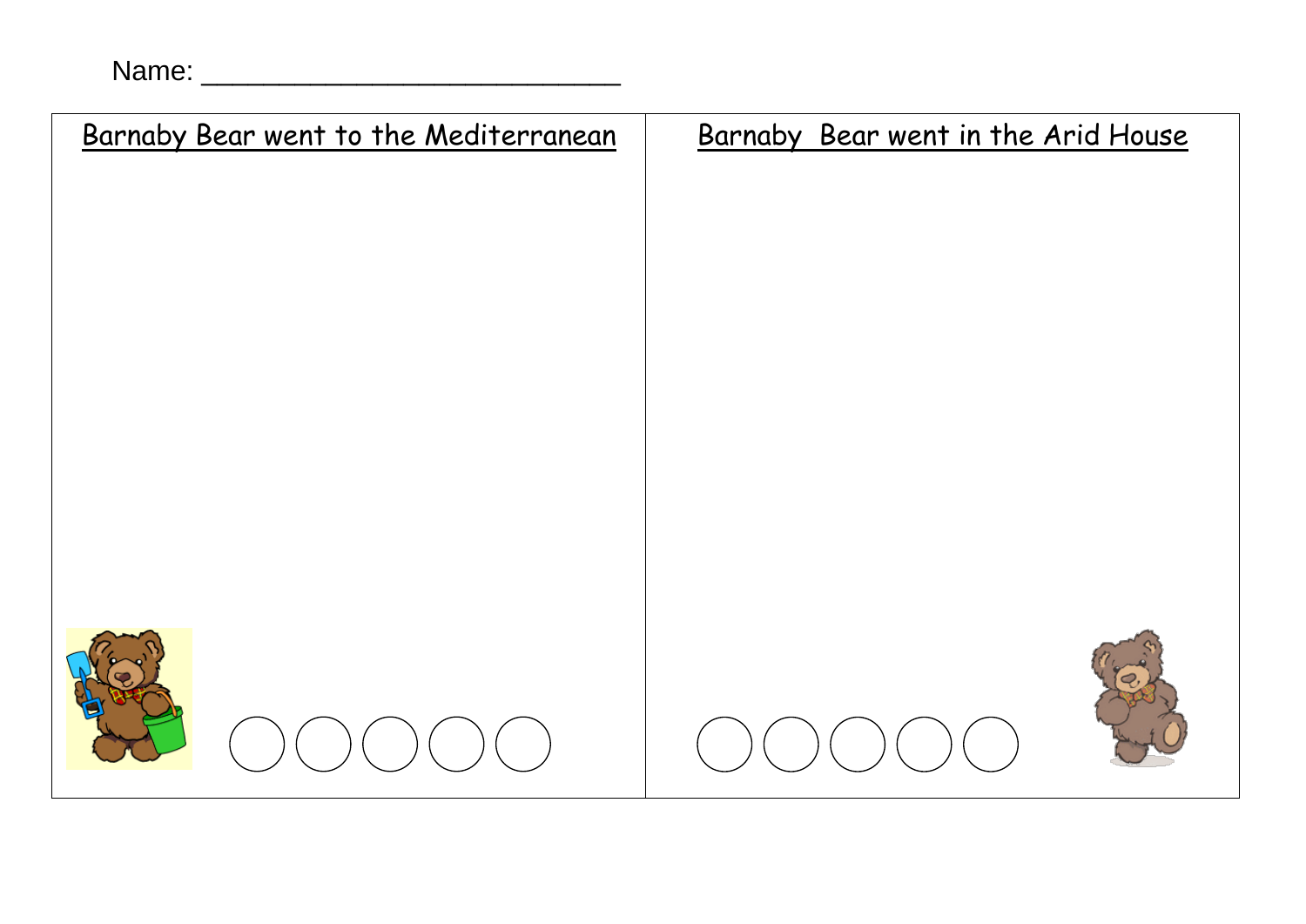Name: ___________________________

| Barnaby Bear went to the Mediterranean | Barnaby  Bear went in the Arid House |
| --- | --- |
| | |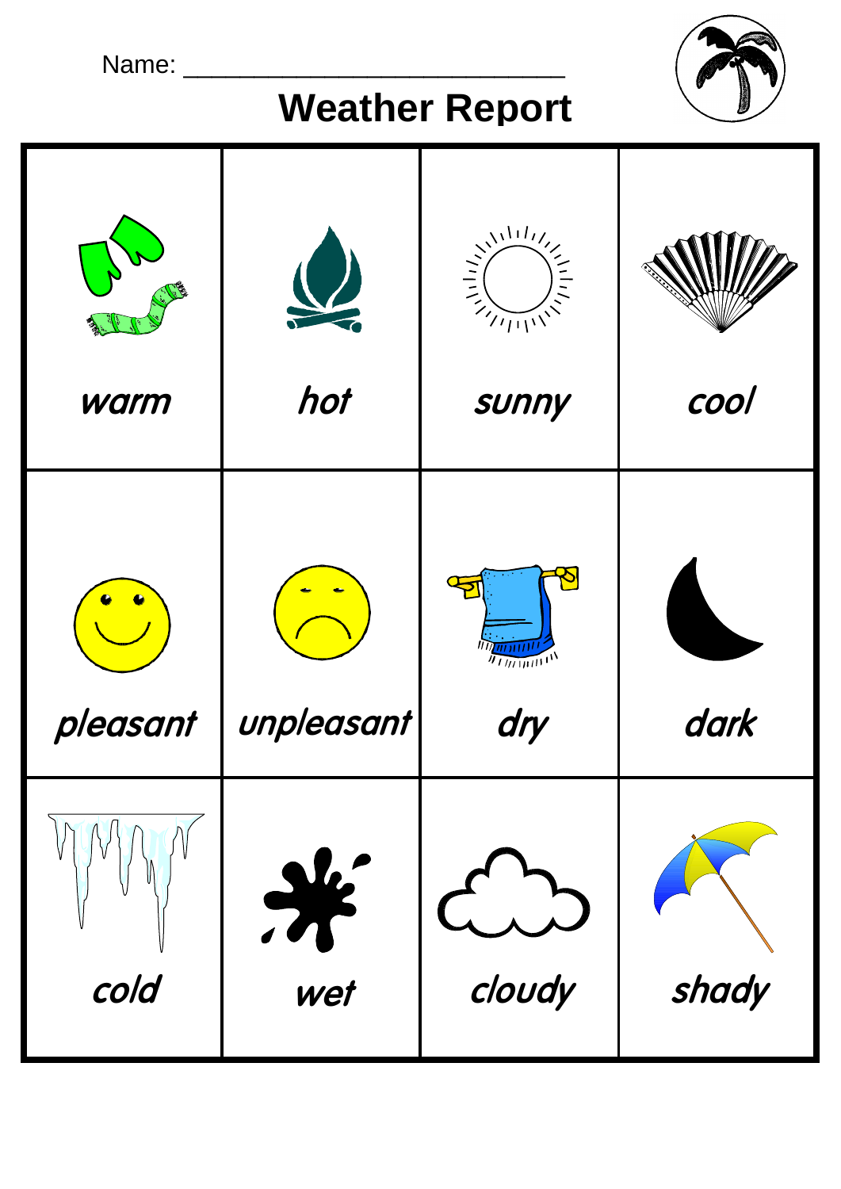Name: ___________________________

# Weather Report

| | | | |
|---|---|---|---|
| *warm* | *hot* | *sunny* | *cool* |
| *pleasant* | *unpleasant* | *dry* | *dark* |
| *cold* | *wet* | *cloudy* | *shady* |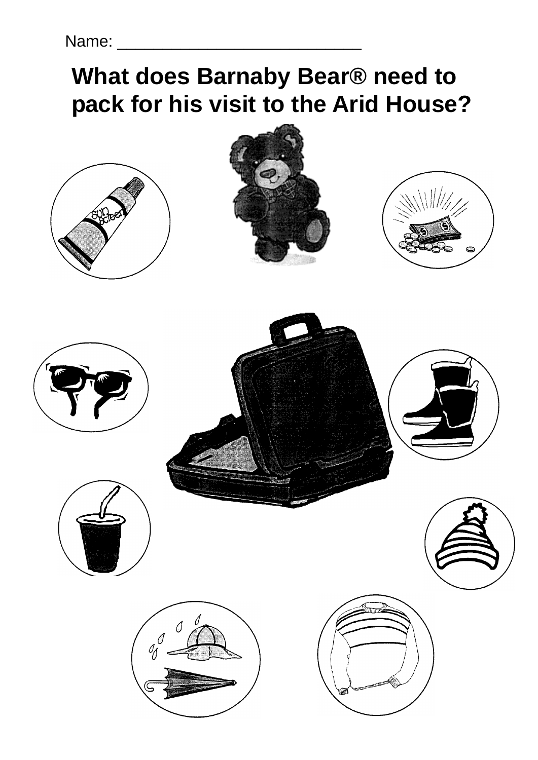Name: ___________________________

# What does Barnaby Bear® need to pack for his visit to the Arid House?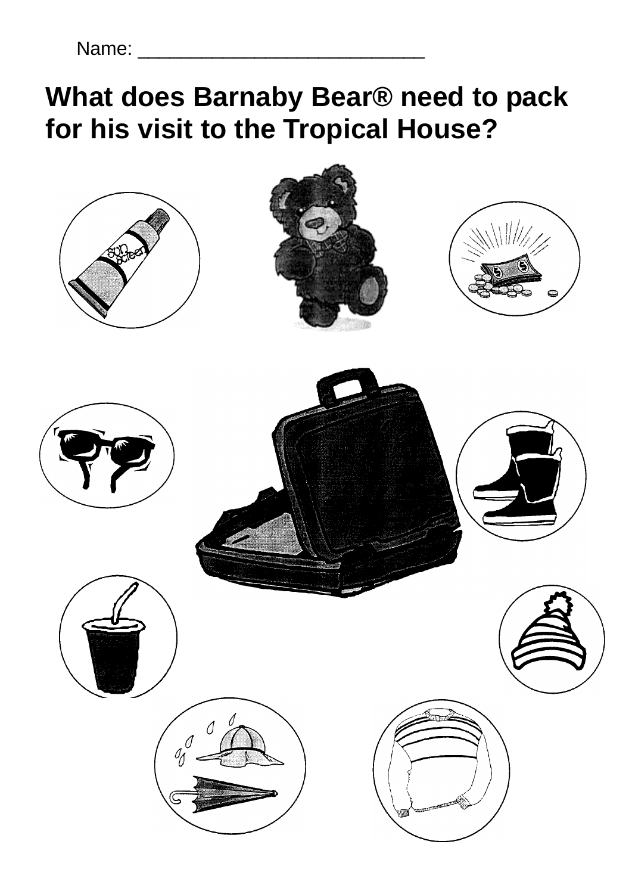Name: ___________________________

# What does Barnaby Bear® need to pack for his visit to the Tropical House?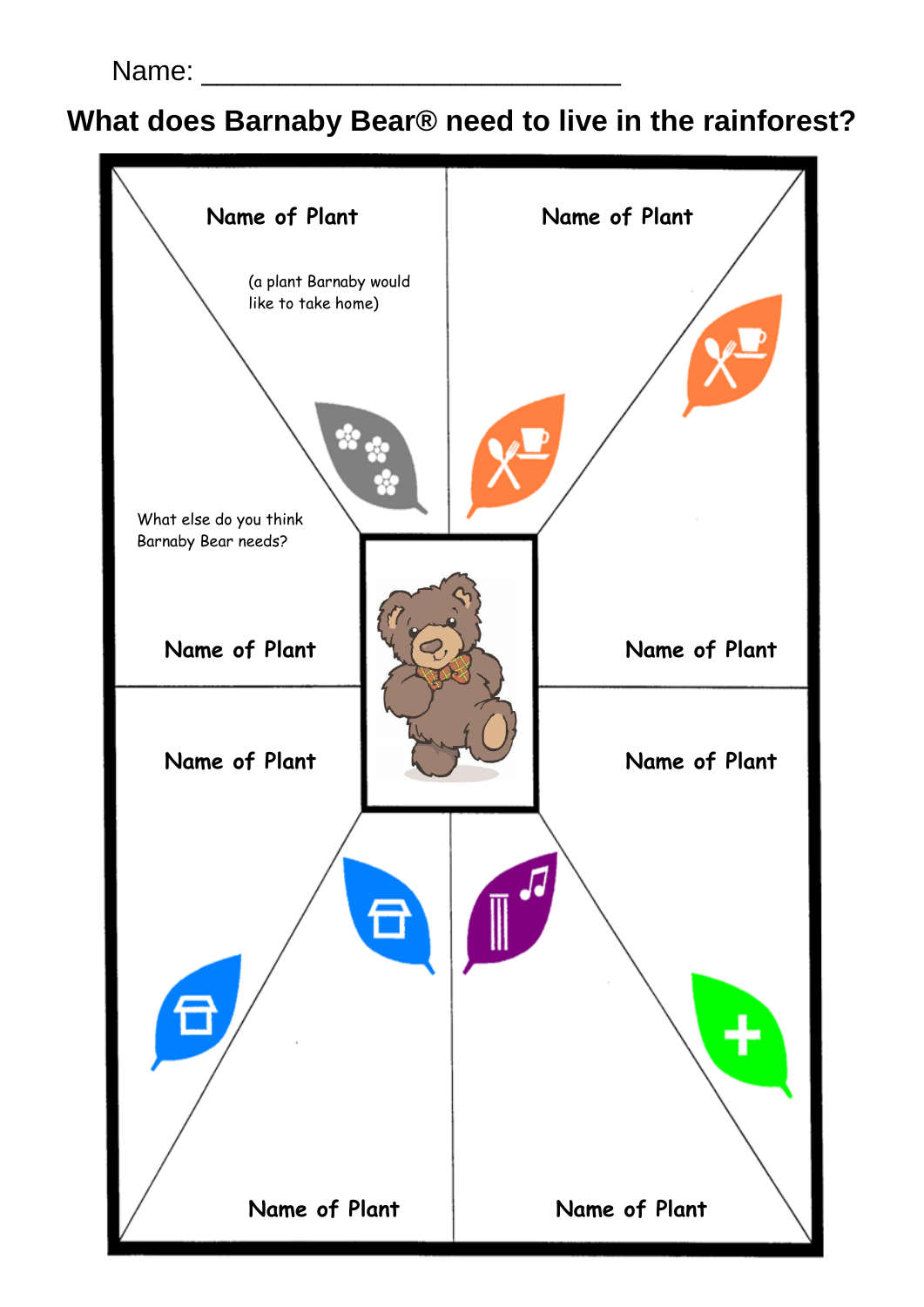Name: ___________________________

## What does Barnaby Bear® need to live in the rainforest?

Name of Plant

(a plant Barnaby would like to take home)

Name of Plant

What else do you think Barnaby Bear needs?

Name of Plant

Name of Plant

Name of Plant

Name of Plant

Name of Plant

Name of Plant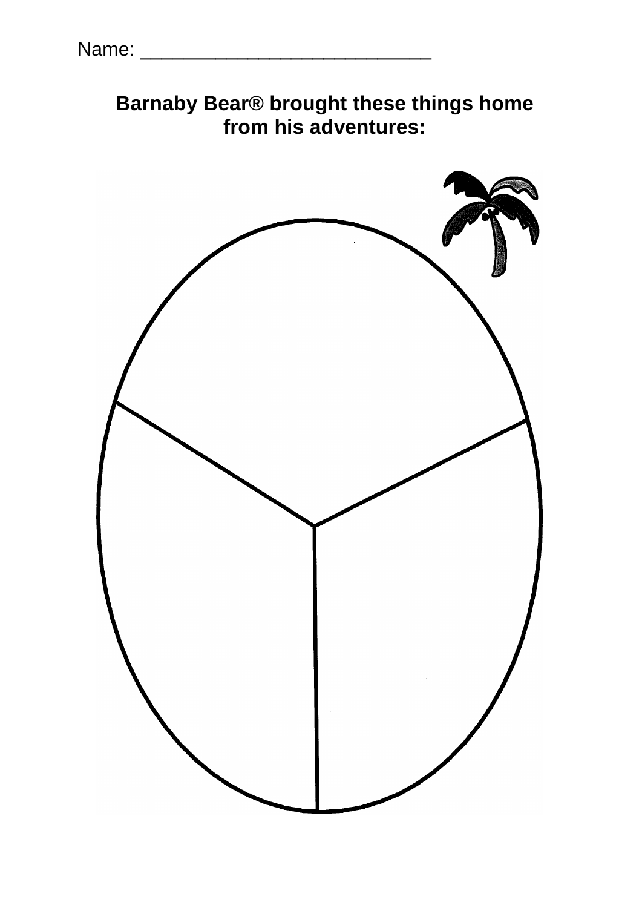Name: ___________________________

**Barnaby Bear® brought these things home from his adventures:**